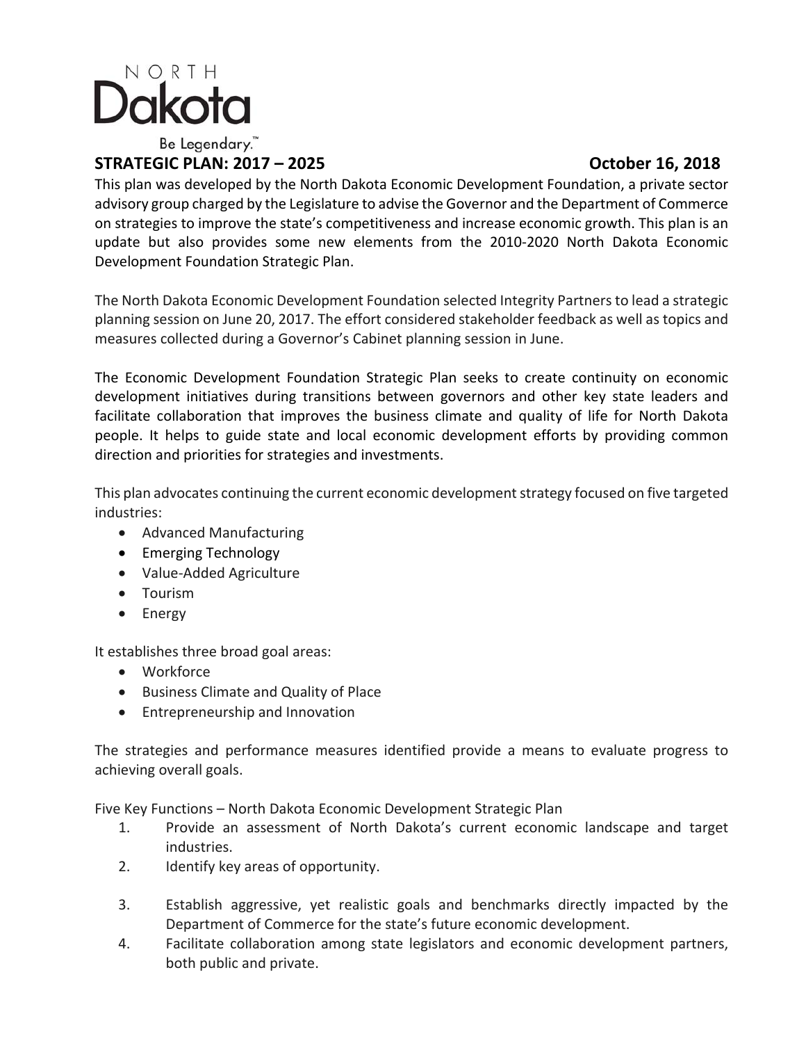NORTH

Dakota

Be Legendary.™

**STRATEGIC PLAN: 2017 – 2025** **October 16, 2018**

This plan was developed by the North Dakota Economic Development Foundation, a private sector advisory group charged by the Legislature to advise the Governor and the Department of Commerce on strategies to improve the state's competitiveness and increase economic growth. This plan is an update but also provides some new elements from the 2010-2020 North Dakota Economic Development Foundation Strategic Plan.

The North Dakota Economic Development Foundation selected Integrity Partners to lead a strategic planning session on June 20, 2017. The effort considered stakeholder feedback as well as topics and measures collected during a Governor's Cabinet planning session in June.

The Economic Development Foundation Strategic Plan seeks to create continuity on economic development initiatives during transitions between governors and other key state leaders and facilitate collaboration that improves the business climate and quality of life for North Dakota people. It helps to guide state and local economic development efforts by providing common direction and priorities for strategies and investments.

This plan advocates continuing the current economic development strategy focused on five targeted industries:

- Advanced Manufacturing
- Emerging Technology
- Value-Added Agriculture
- Tourism
- Energy

It establishes three broad goal areas:

- Workforce
- Business Climate and Quality of Place
- Entrepreneurship and Innovation

The strategies and performance measures identified provide a means to evaluate progress to achieving overall goals.

Five Key Functions – North Dakota Economic Development Strategic Plan

1. Provide an assessment of North Dakota's current economic landscape and target industries.
2. Identify key areas of opportunity.
3. Establish aggressive, yet realistic goals and benchmarks directly impacted by the Department of Commerce for the state's future economic development.
4. Facilitate collaboration among state legislators and economic development partners, both public and private.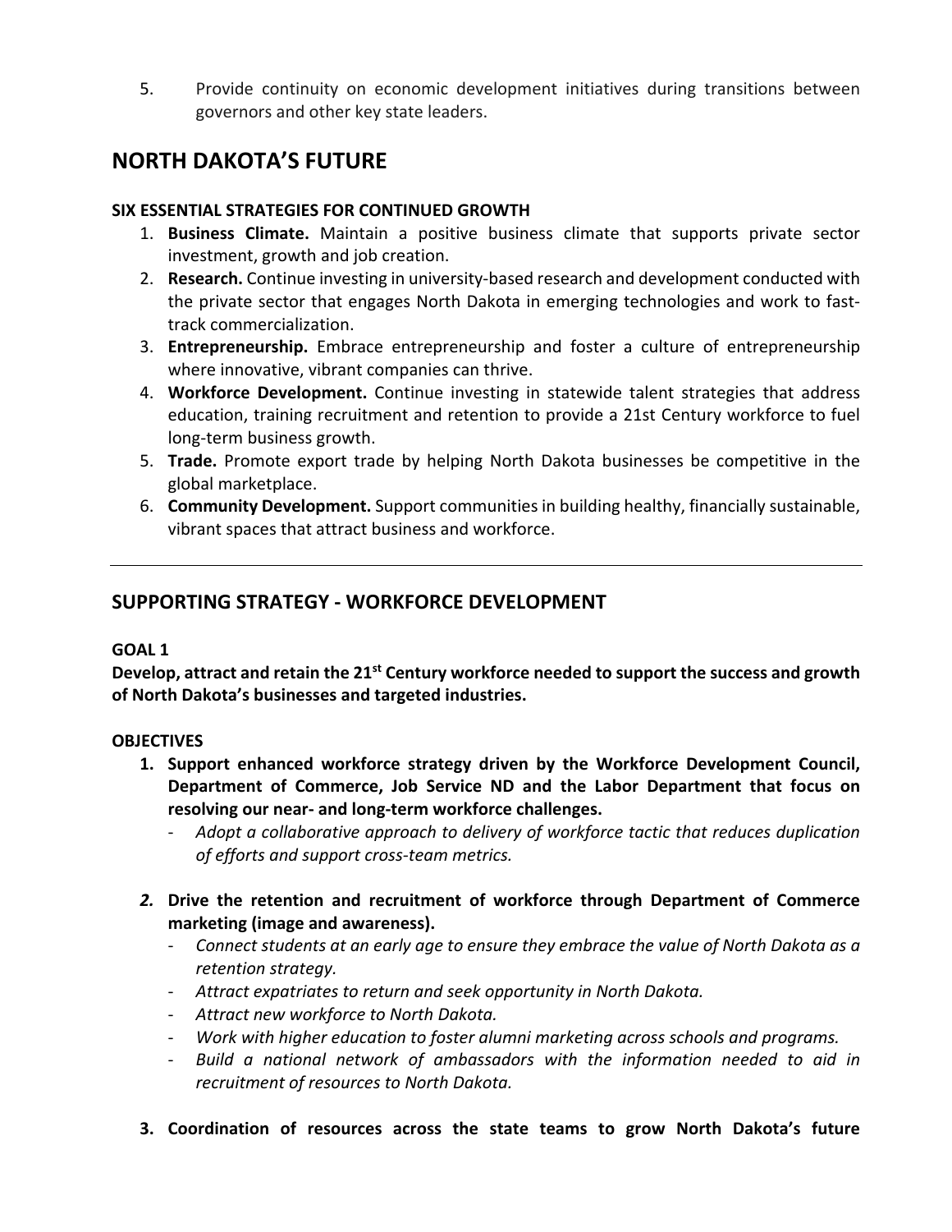5. Provide continuity on economic development initiatives during transitions between governors and other key state leaders.

## NORTH DAKOTA'S FUTURE

**SIX ESSENTIAL STRATEGIES FOR CONTINUED GROWTH**

1. **Business Climate.** Maintain a positive business climate that supports private sector investment, growth and job creation.
2. **Research.** Continue investing in university-based research and development conducted with the private sector that engages North Dakota in emerging technologies and work to fast-track commercialization.
3. **Entrepreneurship.** Embrace entrepreneurship and foster a culture of entrepreneurship where innovative, vibrant companies can thrive.
4. **Workforce Development.** Continue investing in statewide talent strategies that address education, training recruitment and retention to provide a 21st Century workforce to fuel long-term business growth.
5. **Trade.** Promote export trade by helping North Dakota businesses be competitive in the global marketplace.
6. **Community Development.** Support communities in building healthy, financially sustainable, vibrant spaces that attract business and workforce.

---

## SUPPORTING STRATEGY - WORKFORCE DEVELOPMENT

**GOAL 1**

**Develop, attract and retain the 21st Century workforce needed to support the success and growth of North Dakota's businesses and targeted industries.**

**OBJECTIVES**

1. **Support enhanced workforce strategy driven by the Workforce Development Council, Department of Commerce, Job Service ND and the Labor Department that focus on resolving our near- and long-term workforce challenges.**
   - *Adopt a collaborative approach to delivery of workforce tactic that reduces duplication of efforts and support cross-team metrics.*

2. **Drive the retention and recruitment of workforce through Department of Commerce marketing (image and awareness).**
   - *Connect students at an early age to ensure they embrace the value of North Dakota as a retention strategy.*
   - *Attract expatriates to return and seek opportunity in North Dakota.*
   - *Attract new workforce to North Dakota.*
   - *Work with higher education to foster alumni marketing across schools and programs.*
   - *Build a national network of ambassadors with the information needed to aid in recruitment of resources to North Dakota.*

3. **Coordination of resources across the state teams to grow North Dakota's future**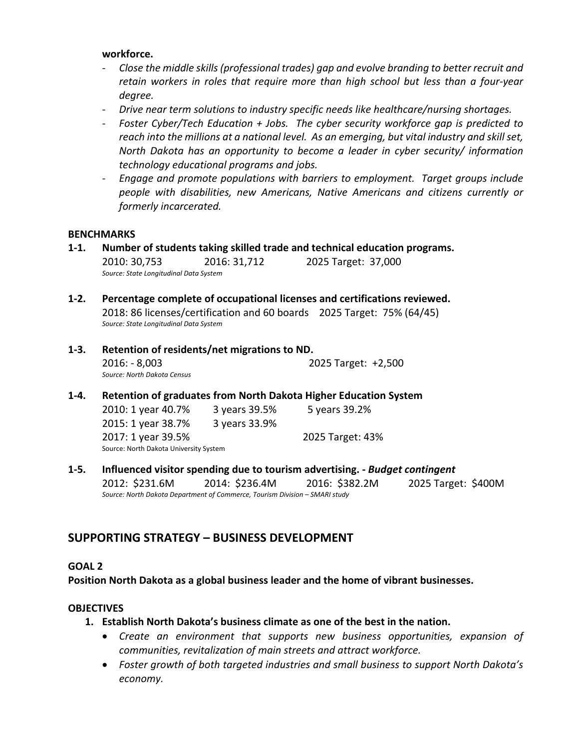**workforce.**

- *Close the middle skills (professional trades) gap and evolve branding to better recruit and retain workers in roles that require more than high school but less than a four-year degree.*
- *Drive near term solutions to industry specific needs like healthcare/nursing shortages.*
- *Foster Cyber/Tech Education + Jobs. The cyber security workforce gap is predicted to reach into the millions at a national level. As an emerging, but vital industry and skill set, North Dakota has an opportunity to become a leader in cyber security/ information technology educational programs and jobs.*
- *Engage and promote populations with barriers to employment. Target groups include people with disabilities, new Americans, Native Americans and citizens currently or formerly incarcerated.*

**BENCHMARKS**

**1-1. Number of students taking skilled trade and technical education programs.**

2010: 30,753 2016: 31,712 2025 Target: 37,000

*Source: State Longitudinal Data System*

**1-2. Percentage complete of occupational licenses and certifications reviewed.**

2018: 86 licenses/certification and 60 boards 2025 Target: 75% (64/45)

*Source: State Longitudinal Data System*

**1-3. Retention of residents/net migrations to ND.**

2016: - 8,003 2025 Target: +2,500

*Source: North Dakota Census*

**1-4. Retention of graduates from North Dakota Higher Education System**

2010: 1 year 40.7% 3 years 39.5% 5 years 39.2%

2015: 1 year 38.7% 3 years 33.9%

2017: 1 year 39.5% 2025 Target: 43%

Source: North Dakota University System

**1-5. Influenced visitor spending due to tourism advertising. - *Budget contingent***

2012: $231.6M 2014: $236.4M 2016: $382.2M 2025 Target: $400M

*Source: North Dakota Department of Commerce, Tourism Division – SMARI study*

## SUPPORTING STRATEGY – BUSINESS DEVELOPMENT

**GOAL 2**

**Position North Dakota as a global business leader and the home of vibrant businesses.**

**OBJECTIVES**

1. **Establish North Dakota's business climate as one of the best in the nation.**
   - *Create an environment that supports new business opportunities, expansion of communities, revitalization of main streets and attract workforce.*
   - *Foster growth of both targeted industries and small business to support North Dakota's economy.*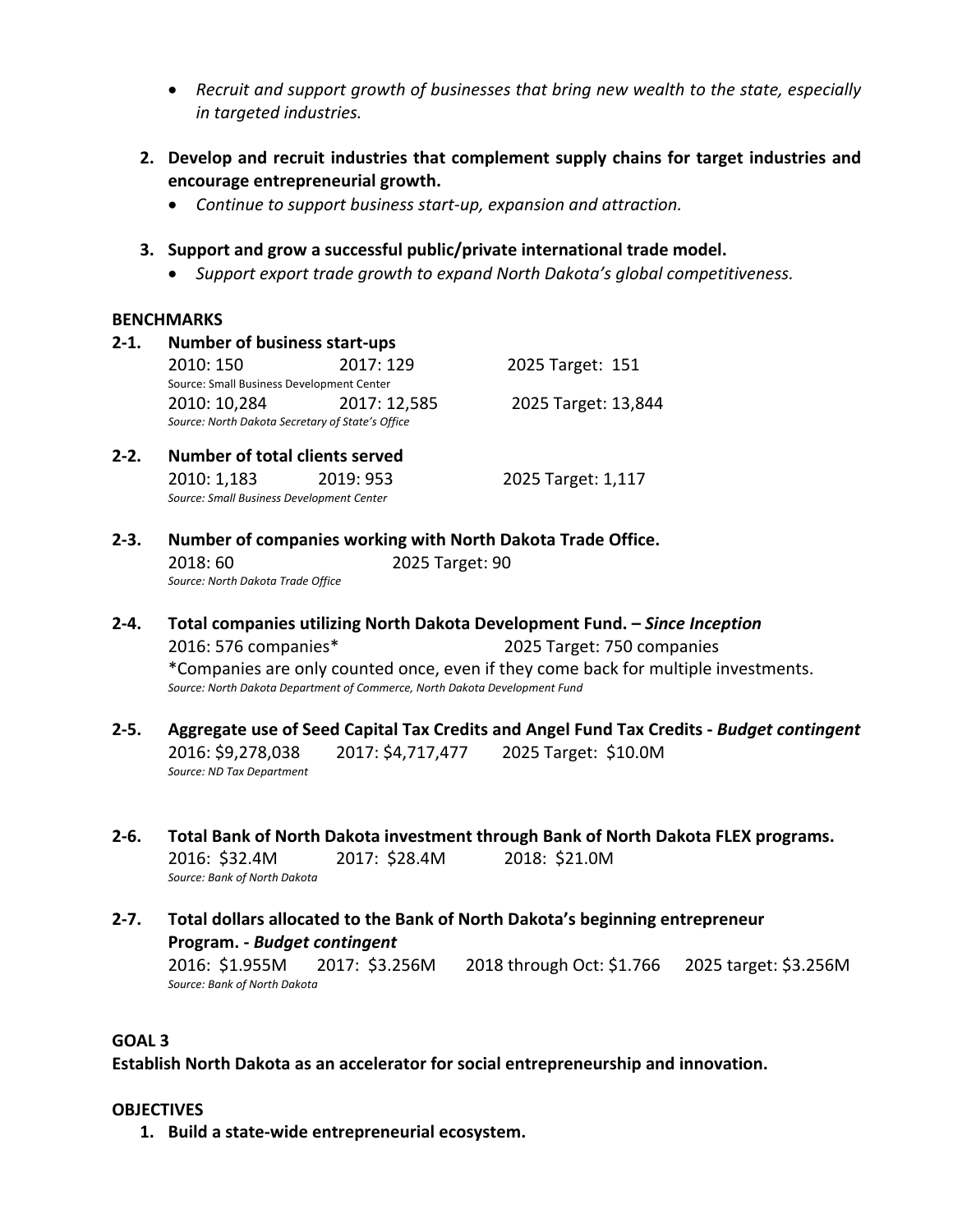- *Recruit and support growth of businesses that bring new wealth to the state, especially in targeted industries.*

2. **Develop and recruit industries that complement supply chains for target industries and encourage entrepreneurial growth.**
   - *Continue to support business start-up, expansion and attraction.*

3. **Support and grow a successful public/private international trade model.**
   - *Support export trade growth to expand North Dakota's global competitiveness.*

**BENCHMARKS**

**2-1. Number of business start-ups**

2010: 150 2017: 129 2025 Target: 151

Source: Small Business Development Center

2010: 10,284 2017: 12,585 2025 Target: 13,844

*Source: North Dakota Secretary of State's Office*

**2-2. Number of total clients served**

2010: 1,183 2019: 953 2025 Target: 1,117

*Source: Small Business Development Center*

**2-3. Number of companies working with North Dakota Trade Office.**

2018: 60 2025 Target: 90

*Source: North Dakota Trade Office*

**2-4. Total companies utilizing North Dakota Development Fund. – *Since Inception***

2016: 576 companies* 2025 Target: 750 companies

*Companies are only counted once, even if they come back for multiple investments.

*Source: North Dakota Department of Commerce, North Dakota Development Fund*

**2-5. Aggregate use of Seed Capital Tax Credits and Angel Fund Tax Credits - *Budget contingent***

2016: $9,278,038 2017: $4,717,477 2025 Target: $10.0M

*Source: ND Tax Department*

**2-6. Total Bank of North Dakota investment through Bank of North Dakota FLEX programs.**

2016: $32.4M 2017: $28.4M 2018: $21.0M

*Source: Bank of North Dakota*

**2-7. Total dollars allocated to the Bank of North Dakota's beginning entrepreneur Program. - *Budget contingent***

2016: $1.955M 2017: $3.256M 2018 through Oct: $1.766 2025 target: $3.256M

*Source: Bank of North Dakota*

**GOAL 3**

**Establish North Dakota as an accelerator for social entrepreneurship and innovation.**

**OBJECTIVES**

1. **Build a state-wide entrepreneurial ecosystem.**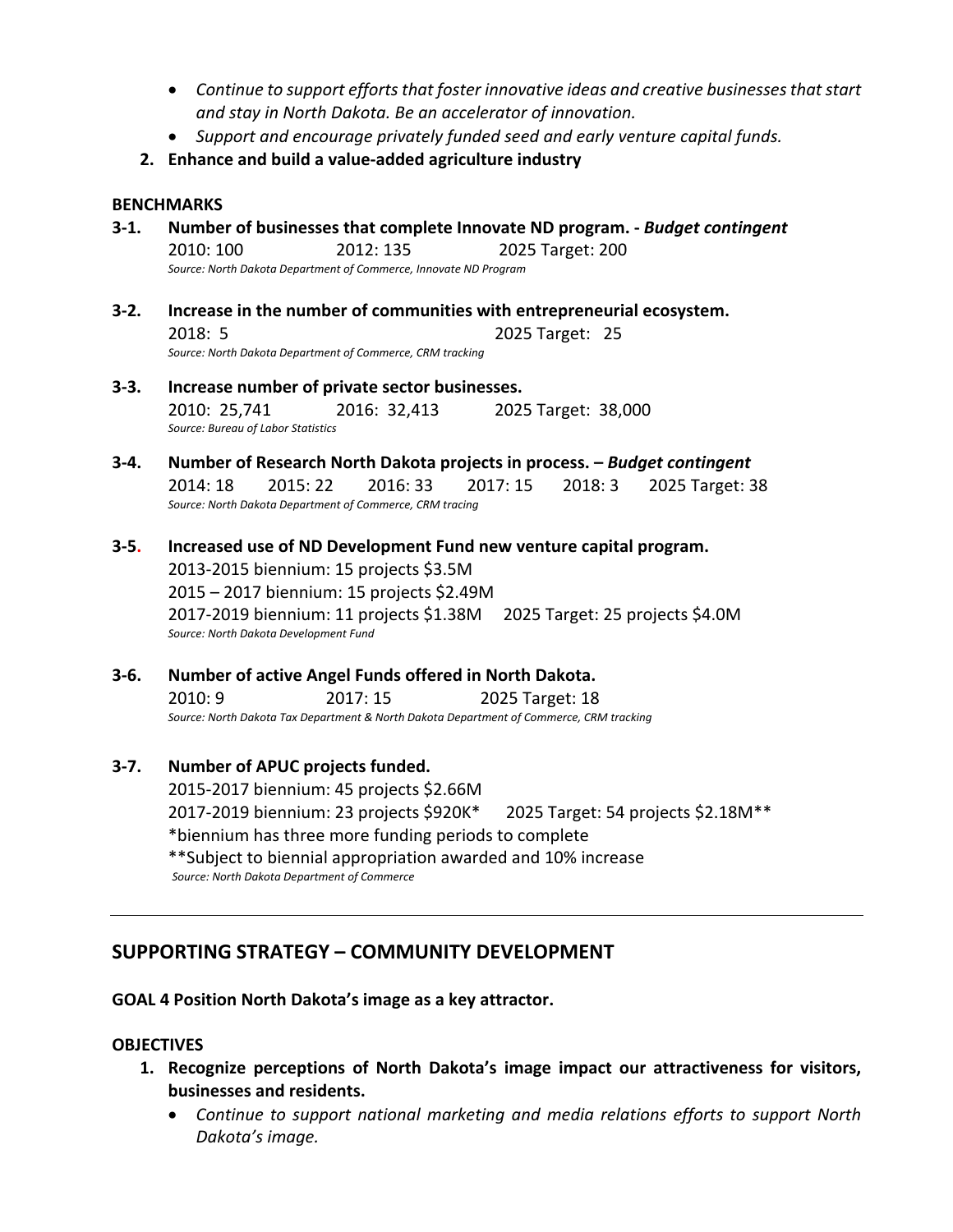- *Continue to support efforts that foster innovative ideas and creative businesses that start and stay in North Dakota. Be an accelerator of innovation.*
- *Support and encourage privately funded seed and early venture capital funds.*

2. **Enhance and build a value-added agriculture industry**

**BENCHMARKS**

**3-1. Number of businesses that complete Innovate ND program. -** ***Budget contingent***

2010: 100 2012: 135 2025 Target: 200

*Source: North Dakota Department of Commerce, Innovate ND Program*

**3-2. Increase in the number of communities with entrepreneurial ecosystem.**

2018: 5 2025 Target: 25

*Source: North Dakota Department of Commerce, CRM tracking*

**3-3. Increase number of private sector businesses.**

2010: 25,741 2016: 32,413 2025 Target: 38,000

*Source: Bureau of Labor Statistics*

**3-4. Number of Research North Dakota projects in process. –** ***Budget contingent***

2014: 18 2015: 22 2016: 33 2017: 15 2018: 3 2025 Target: 38

*Source: North Dakota Department of Commerce, CRM tracing*

**3-5. Increased use of ND Development Fund new venture capital program.**

2013-2015 biennium: 15 projects \$3.5M

2015 – 2017 biennium: 15 projects \$2.49M

2017-2019 biennium: 11 projects \$1.38M 2025 Target: 25 projects \$4.0M

*Source: North Dakota Development Fund*

**3-6. Number of active Angel Funds offered in North Dakota.**

2010: 9 2017: 15 2025 Target: 18

*Source: North Dakota Tax Department & North Dakota Department of Commerce, CRM tracking*

**3-7. Number of APUC projects funded.**

2015-2017 biennium: 45 projects \$2.66M

2017-2019 biennium: 23 projects \$920K* 2025 Target: 54 projects \$2.18M**

*biennium has three more funding periods to complete

**Subject to biennial appropriation awarded and 10% increase

*Source: North Dakota Department of Commerce*

---

## SUPPORTING STRATEGY – COMMUNITY DEVELOPMENT

**GOAL 4 Position North Dakota's image as a key attractor.**

**OBJECTIVES**

1. **Recognize perceptions of North Dakota's image impact our attractiveness for visitors, businesses and residents.**
   - *Continue to support national marketing and media relations efforts to support North Dakota's image.*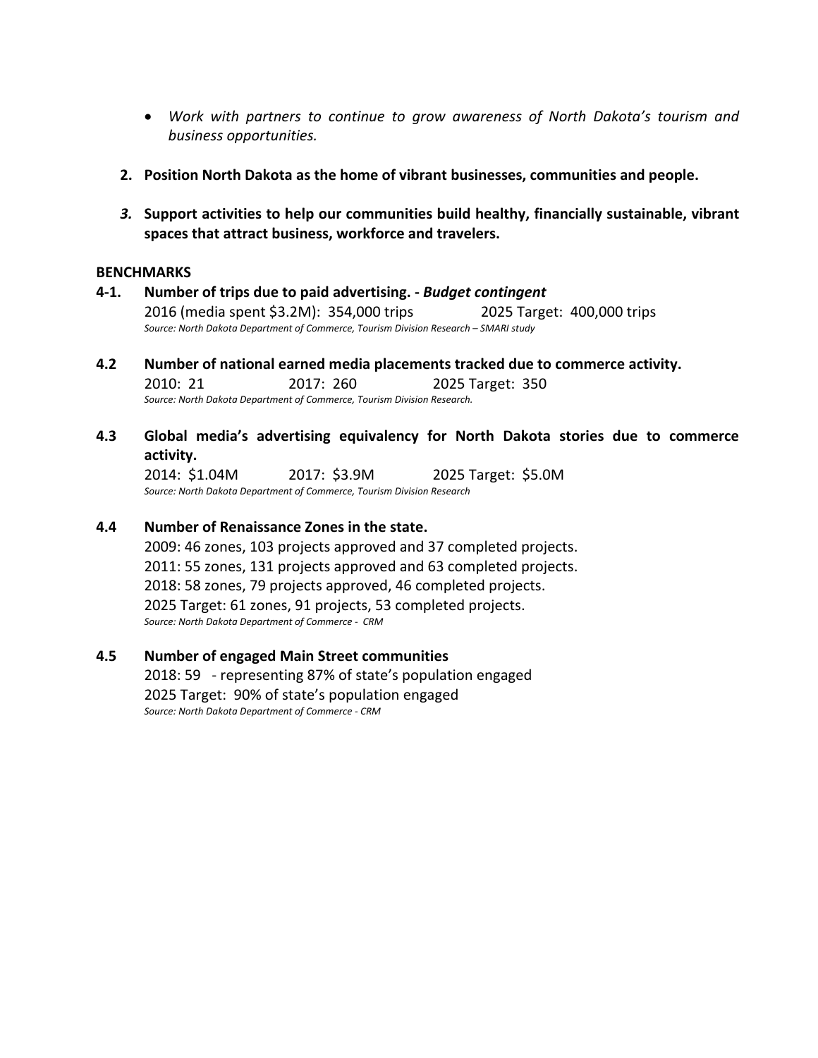- *Work with partners to continue to grow awareness of North Dakota's tourism and business opportunities.*

2. **Position North Dakota as the home of vibrant businesses, communities and people.**

3. **Support activities to help our communities build healthy, financially sustainable, vibrant spaces that attract business, workforce and travelers.**

**BENCHMARKS**

**4-1. Number of trips due to paid advertising. - *Budget contingent***

2016 (media spent $3.2M): 354,000 trips 2025 Target: 400,000 trips

*Source: North Dakota Department of Commerce, Tourism Division Research – SMARI study*

**4.2 Number of national earned media placements tracked due to commerce activity.**

2010: 21 2017: 260 2025 Target: 350

*Source: North Dakota Department of Commerce, Tourism Division Research.*

**4.3 Global media's advertising equivalency for North Dakota stories due to commerce activity.**

2014: $1.04M 2017: $3.9M 2025 Target: $5.0M

*Source: North Dakota Department of Commerce, Tourism Division Research*

**4.4 Number of Renaissance Zones in the state.**

2009: 46 zones, 103 projects approved and 37 completed projects.
2011: 55 zones, 131 projects approved and 63 completed projects.
2018: 58 zones, 79 projects approved, 46 completed projects.
2025 Target: 61 zones, 91 projects, 53 completed projects.

*Source: North Dakota Department of Commerce - CRM*

**4.5 Number of engaged Main Street communities**

2018: 59 - representing 87% of state's population engaged
2025 Target: 90% of state's population engaged

*Source: North Dakota Department of Commerce - CRM*